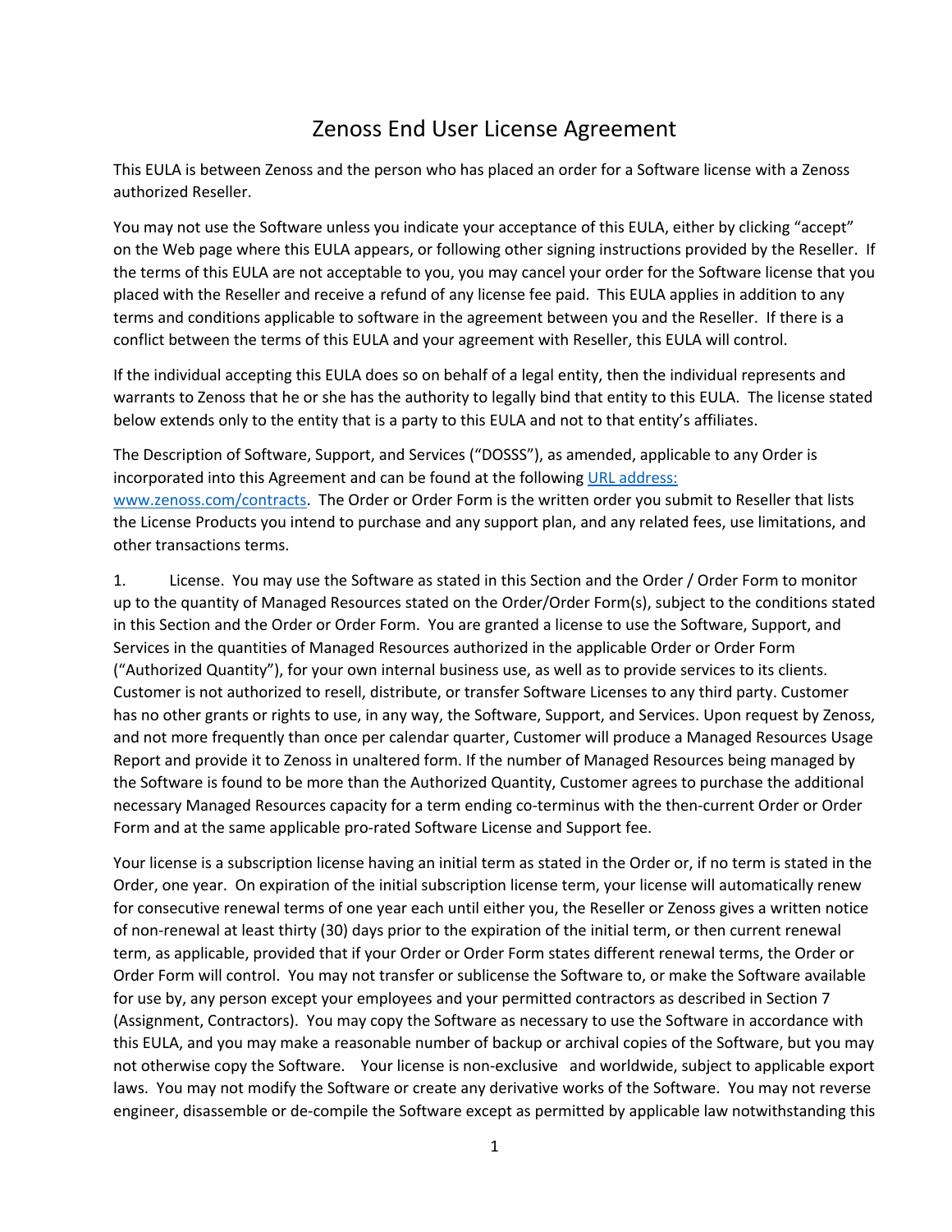# Zenoss End User License Agreement

This EULA is between Zenoss and the person who has placed an order for a Software license with a Zenoss authorized Reseller.

You may not use the Software unless you indicate your acceptance of this EULA, either by clicking "accept" on the Web page where this EULA appears, or following other signing instructions provided by the Reseller. If the terms of this EULA are not acceptable to you, you may cancel your order for the Software license that you placed with the Reseller and receive a refund of any license fee paid. This EULA applies in addition to any terms and conditions applicable to software in the agreement between you and the Reseller. If there is a conflict between the terms of this EULA and your agreement with Reseller, this EULA will control.

If the individual accepting this EULA does so on behalf of a legal entity, then the individual represents and warrants to Zenoss that he or she has the authority to legally bind that entity to this EULA. The license stated below extends only to the entity that is a party to this EULA and not to that entity's affiliates.

The Description of Software, Support, and Services ("DOSSS"), as amended, applicable to any Order is incorporated into this Agreement and can be found at the following URL address: www.zenoss.com/contracts. The Order or Order Form is the written order you submit to Reseller that lists the License Products you intend to purchase and any support plan, and any related fees, use limitations, and other transactions terms.

1. License. You may use the Software as stated in this Section and the Order / Order Form to monitor up to the quantity of Managed Resources stated on the Order/Order Form(s), subject to the conditions stated in this Section and the Order or Order Form. You are granted a license to use the Software, Support, and Services in the quantities of Managed Resources authorized in the applicable Order or Order Form ("Authorized Quantity"), for your own internal business use, as well as to provide services to its clients. Customer is not authorized to resell, distribute, or transfer Software Licenses to any third party. Customer has no other grants or rights to use, in any way, the Software, Support, and Services. Upon request by Zenoss, and not more frequently than once per calendar quarter, Customer will produce a Managed Resources Usage Report and provide it to Zenoss in unaltered form. If the number of Managed Resources being managed by the Software is found to be more than the Authorized Quantity, Customer agrees to purchase the additional necessary Managed Resources capacity for a term ending co-terminus with the then-current Order or Order Form and at the same applicable pro-rated Software License and Support fee.

Your license is a subscription license having an initial term as stated in the Order or, if no term is stated in the Order, one year. On expiration of the initial subscription license term, your license will automatically renew for consecutive renewal terms of one year each until either you, the Reseller or Zenoss gives a written notice of non-renewal at least thirty (30) days prior to the expiration of the initial term, or then current renewal term, as applicable, provided that if your Order or Order Form states different renewal terms, the Order or Order Form will control. You may not transfer or sublicense the Software to, or make the Software available for use by, any person except your employees and your permitted contractors as described in Section 7 (Assignment, Contractors). You may copy the Software as necessary to use the Software in accordance with this EULA, and you may make a reasonable number of backup or archival copies of the Software, but you may not otherwise copy the Software. Your license is non-exclusive and worldwide, subject to applicable export laws. You may not modify the Software or create any derivative works of the Software. You may not reverse engineer, disassemble or de-compile the Software except as permitted by applicable law notwithstanding this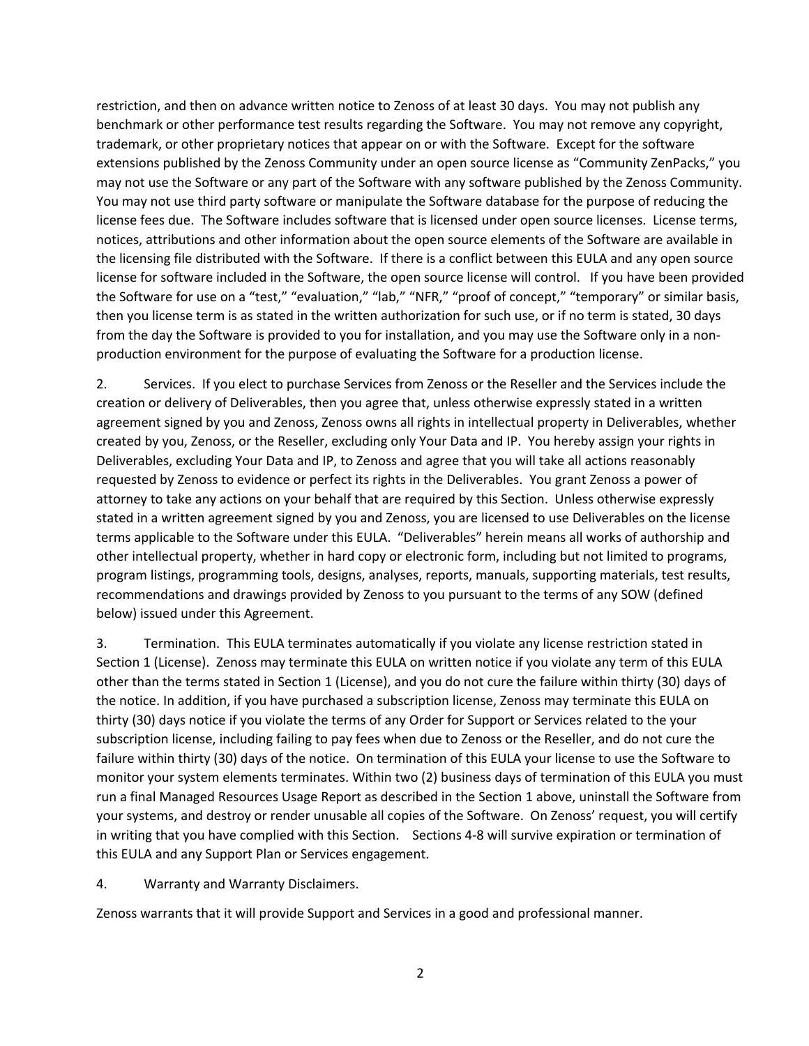restriction, and then on advance written notice to Zenoss of at least 30 days. You may not publish any benchmark or other performance test results regarding the Software. You may not remove any copyright, trademark, or other proprietary notices that appear on or with the Software. Except for the software extensions published by the Zenoss Community under an open source license as "Community ZenPacks," you may not use the Software or any part of the Software with any software published by the Zenoss Community. You may not use third party software or manipulate the Software database for the purpose of reducing the license fees due. The Software includes software that is licensed under open source licenses. License terms, notices, attributions and other information about the open source elements of the Software are available in the licensing file distributed with the Software. If there is a conflict between this EULA and any open source license for software included in the Software, the open source license will control. If you have been provided the Software for use on a "test," "evaluation," "lab," "NFR," "proof of concept," "temporary" or similar basis, then you license term is as stated in the written authorization for such use, or if no term is stated, 30 days from the day the Software is provided to you for installation, and you may use the Software only in a non-production environment for the purpose of evaluating the Software for a production license.

2. Services. If you elect to purchase Services from Zenoss or the Reseller and the Services include the creation or delivery of Deliverables, then you agree that, unless otherwise expressly stated in a written agreement signed by you and Zenoss, Zenoss owns all rights in intellectual property in Deliverables, whether created by you, Zenoss, or the Reseller, excluding only Your Data and IP. You hereby assign your rights in Deliverables, excluding Your Data and IP, to Zenoss and agree that you will take all actions reasonably requested by Zenoss to evidence or perfect its rights in the Deliverables. You grant Zenoss a power of attorney to take any actions on your behalf that are required by this Section. Unless otherwise expressly stated in a written agreement signed by you and Zenoss, you are licensed to use Deliverables on the license terms applicable to the Software under this EULA. "Deliverables" herein means all works of authorship and other intellectual property, whether in hard copy or electronic form, including but not limited to programs, program listings, programming tools, designs, analyses, reports, manuals, supporting materials, test results, recommendations and drawings provided by Zenoss to you pursuant to the terms of any SOW (defined below) issued under this Agreement.

3. Termination. This EULA terminates automatically if you violate any license restriction stated in Section 1 (License). Zenoss may terminate this EULA on written notice if you violate any term of this EULA other than the terms stated in Section 1 (License), and you do not cure the failure within thirty (30) days of the notice. In addition, if you have purchased a subscription license, Zenoss may terminate this EULA on thirty (30) days notice if you violate the terms of any Order for Support or Services related to the your subscription license, including failing to pay fees when due to Zenoss or the Reseller, and do not cure the failure within thirty (30) days of the notice. On termination of this EULA your license to use the Software to monitor your system elements terminates. Within two (2) business days of termination of this EULA you must run a final Managed Resources Usage Report as described in the Section 1 above, uninstall the Software from your systems, and destroy or render unusable all copies of the Software. On Zenoss' request, you will certify in writing that you have complied with this Section. Sections 4-8 will survive expiration or termination of this EULA and any Support Plan or Services engagement.

4. Warranty and Warranty Disclaimers.

Zenoss warrants that it will provide Support and Services in a good and professional manner.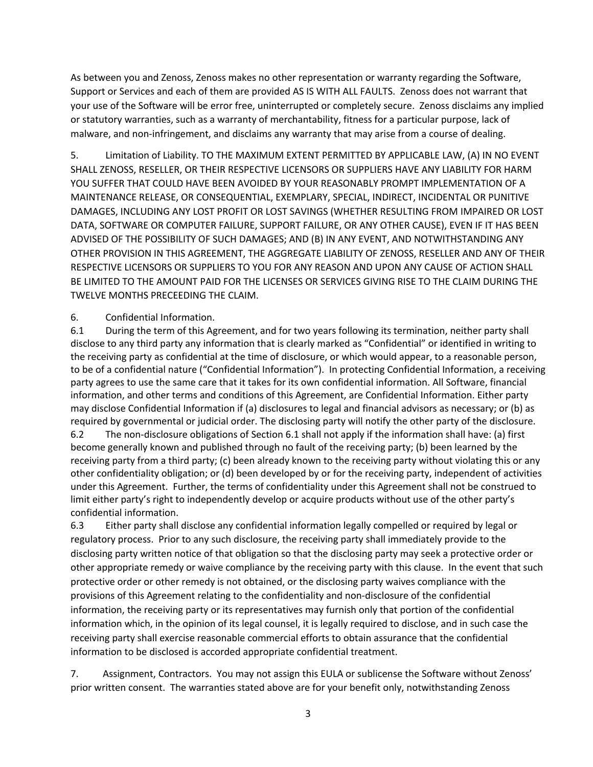As between you and Zenoss, Zenoss makes no other representation or warranty regarding the Software, Support or Services and each of them are provided AS IS WITH ALL FAULTS. Zenoss does not warrant that your use of the Software will be error free, uninterrupted or completely secure. Zenoss disclaims any implied or statutory warranties, such as a warranty of merchantability, fitness for a particular purpose, lack of malware, and non-infringement, and disclaims any warranty that may arise from a course of dealing.

5. Limitation of Liability. TO THE MAXIMUM EXTENT PERMITTED BY APPLICABLE LAW, (A) IN NO EVENT SHALL ZENOSS, RESELLER, OR THEIR RESPECTIVE LICENSORS OR SUPPLIERS HAVE ANY LIABILITY FOR HARM YOU SUFFER THAT COULD HAVE BEEN AVOIDED BY YOUR REASONABLY PROMPT IMPLEMENTATION OF A MAINTENANCE RELEASE, OR CONSEQUENTIAL, EXEMPLARY, SPECIAL, INDIRECT, INCIDENTAL OR PUNITIVE DAMAGES, INCLUDING ANY LOST PROFIT OR LOST SAVINGS (WHETHER RESULTING FROM IMPAIRED OR LOST DATA, SOFTWARE OR COMPUTER FAILURE, SUPPORT FAILURE, OR ANY OTHER CAUSE), EVEN IF IT HAS BEEN ADVISED OF THE POSSIBILITY OF SUCH DAMAGES; AND (B) IN ANY EVENT, AND NOTWITHSTANDING ANY OTHER PROVISION IN THIS AGREEMENT, THE AGGREGATE LIABILITY OF ZENOSS, RESELLER AND ANY OF THEIR RESPECTIVE LICENSORS OR SUPPLIERS TO YOU FOR ANY REASON AND UPON ANY CAUSE OF ACTION SHALL BE LIMITED TO THE AMOUNT PAID FOR THE LICENSES OR SERVICES GIVING RISE TO THE CLAIM DURING THE TWELVE MONTHS PRECEEDING THE CLAIM.

6. Confidential Information.

6.1 During the term of this Agreement, and for two years following its termination, neither party shall disclose to any third party any information that is clearly marked as "Confidential" or identified in writing to the receiving party as confidential at the time of disclosure, or which would appear, to a reasonable person, to be of a confidential nature ("Confidential Information"). In protecting Confidential Information, a receiving party agrees to use the same care that it takes for its own confidential information. All Software, financial information, and other terms and conditions of this Agreement, are Confidential Information. Either party may disclose Confidential Information if (a) disclosures to legal and financial advisors as necessary; or (b) as required by governmental or judicial order. The disclosing party will notify the other party of the disclosure.

6.2 The non-disclosure obligations of Section 6.1 shall not apply if the information shall have: (a) first become generally known and published through no fault of the receiving party; (b) been learned by the receiving party from a third party; (c) been already known to the receiving party without violating this or any other confidentiality obligation; or (d) been developed by or for the receiving party, independent of activities under this Agreement. Further, the terms of confidentiality under this Agreement shall not be construed to limit either party's right to independently develop or acquire products without use of the other party's confidential information.

6.3 Either party shall disclose any confidential information legally compelled or required by legal or regulatory process. Prior to any such disclosure, the receiving party shall immediately provide to the disclosing party written notice of that obligation so that the disclosing party may seek a protective order or other appropriate remedy or waive compliance by the receiving party with this clause. In the event that such protective order or other remedy is not obtained, or the disclosing party waives compliance with the provisions of this Agreement relating to the confidentiality and non-disclosure of the confidential information, the receiving party or its representatives may furnish only that portion of the confidential information which, in the opinion of its legal counsel, it is legally required to disclose, and in such case the receiving party shall exercise reasonable commercial efforts to obtain assurance that the confidential information to be disclosed is accorded appropriate confidential treatment.

7. Assignment, Contractors. You may not assign this EULA or sublicense the Software without Zenoss' prior written consent. The warranties stated above are for your benefit only, notwithstanding Zenoss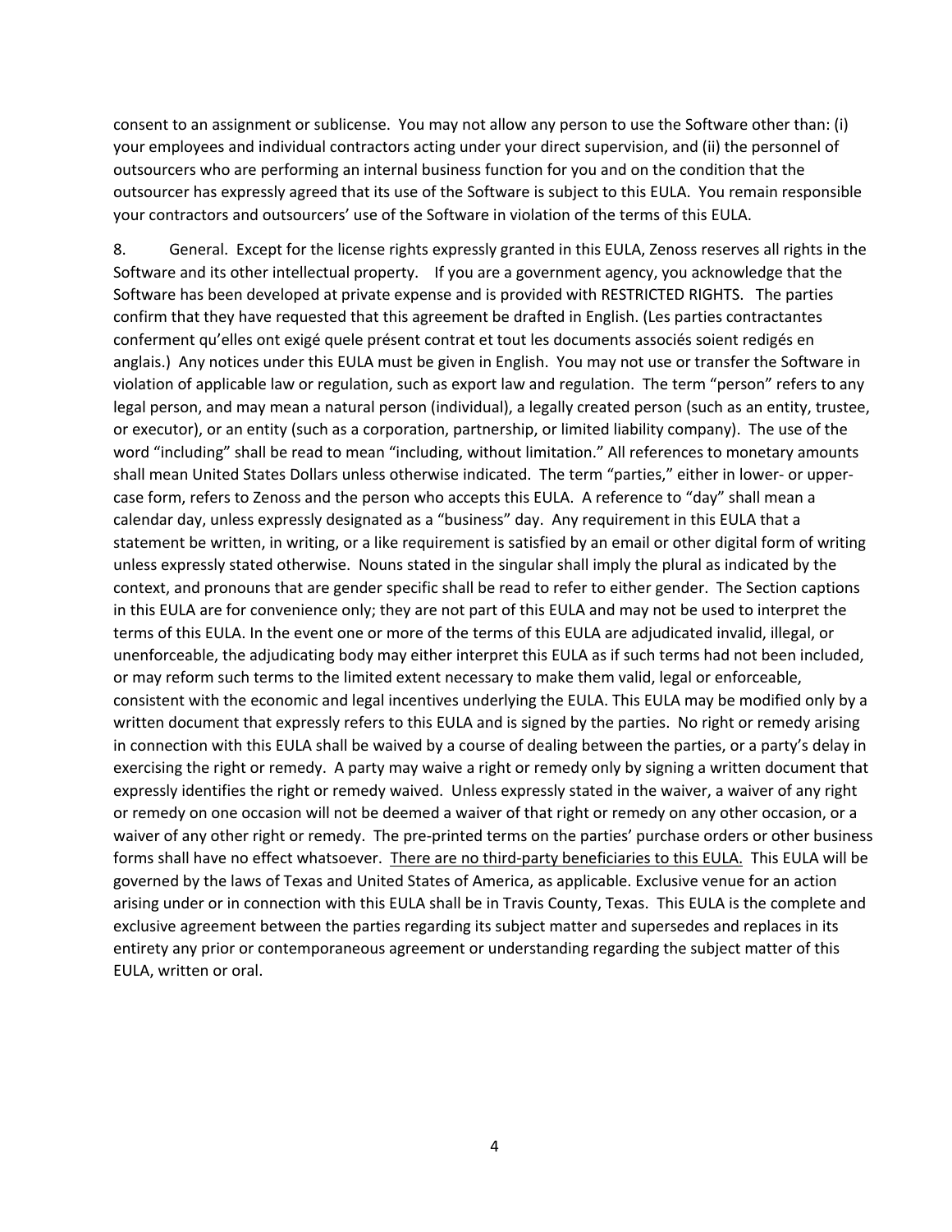consent to an assignment or sublicense. You may not allow any person to use the Software other than: (i) your employees and individual contractors acting under your direct supervision, and (ii) the personnel of outsourcers who are performing an internal business function for you and on the condition that the outsourcer has expressly agreed that its use of the Software is subject to this EULA. You remain responsible your contractors and outsourcers' use of the Software in violation of the terms of this EULA.

8. General. Except for the license rights expressly granted in this EULA, Zenoss reserves all rights in the Software and its other intellectual property. If you are a government agency, you acknowledge that the Software has been developed at private expense and is provided with RESTRICTED RIGHTS. The parties confirm that they have requested that this agreement be drafted in English. (Les parties contractantes conferment qu'elles ont exigé quele présent contrat et tout les documents associés soient redigés en anglais.) Any notices under this EULA must be given in English. You may not use or transfer the Software in violation of applicable law or regulation, such as export law and regulation. The term "person" refers to any legal person, and may mean a natural person (individual), a legally created person (such as an entity, trustee, or executor), or an entity (such as a corporation, partnership, or limited liability company). The use of the word "including" shall be read to mean "including, without limitation." All references to monetary amounts shall mean United States Dollars unless otherwise indicated. The term "parties," either in lower- or upper-case form, refers to Zenoss and the person who accepts this EULA. A reference to "day" shall mean a calendar day, unless expressly designated as a "business" day. Any requirement in this EULA that a statement be written, in writing, or a like requirement is satisfied by an email or other digital form of writing unless expressly stated otherwise. Nouns stated in the singular shall imply the plural as indicated by the context, and pronouns that are gender specific shall be read to refer to either gender. The Section captions in this EULA are for convenience only; they are not part of this EULA and may not be used to interpret the terms of this EULA. In the event one or more of the terms of this EULA are adjudicated invalid, illegal, or unenforceable, the adjudicating body may either interpret this EULA as if such terms had not been included, or may reform such terms to the limited extent necessary to make them valid, legal or enforceable, consistent with the economic and legal incentives underlying the EULA. This EULA may be modified only by a written document that expressly refers to this EULA and is signed by the parties. No right or remedy arising in connection with this EULA shall be waived by a course of dealing between the parties, or a party's delay in exercising the right or remedy. A party may waive a right or remedy only by signing a written document that expressly identifies the right or remedy waived. Unless expressly stated in the waiver, a waiver of any right or remedy on one occasion will not be deemed a waiver of that right or remedy on any other occasion, or a waiver of any other right or remedy. The pre-printed terms on the parties' purchase orders or other business forms shall have no effect whatsoever. <u>There are no third-party beneficiaries to this EULA.</u> This EULA will be governed by the laws of Texas and United States of America, as applicable. Exclusive venue for an action arising under or in connection with this EULA shall be in Travis County, Texas. This EULA is the complete and exclusive agreement between the parties regarding its subject matter and supersedes and replaces in its entirety any prior or contemporaneous agreement or understanding regarding the subject matter of this EULA, written or oral.